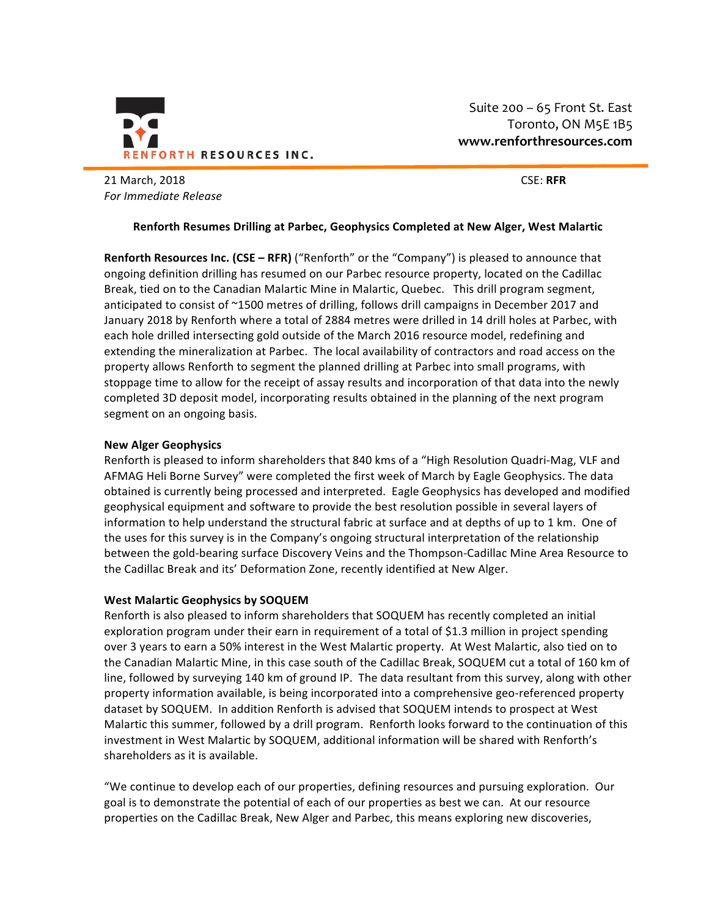RENFORTH RESOURCES INC.

Suite 200 – 65 Front St. East
Toronto, ON M5E 1B5
**www.renforthresources.com**

21 March, 2018
*For Immediate Release*

CSE: **RFR**

**Renforth Resumes Drilling at Parbec, Geophysics Completed at New Alger, West Malartic**

**Renforth Resources Inc. (CSE – RFR)** ("Renforth" or the "Company") is pleased to announce that ongoing definition drilling has resumed on our Parbec resource property, located on the Cadillac Break, tied on to the Canadian Malartic Mine in Malartic, Quebec. This drill program segment, anticipated to consist of ~1500 metres of drilling, follows drill campaigns in December 2017 and January 2018 by Renforth where a total of 2884 metres were drilled in 14 drill holes at Parbec, with each hole drilled intersecting gold outside of the March 2016 resource model, redefining and extending the mineralization at Parbec. The local availability of contractors and road access on the property allows Renforth to segment the planned drilling at Parbec into small programs, with stoppage time to allow for the receipt of assay results and incorporation of that data into the newly completed 3D deposit model, incorporating results obtained in the planning of the next program segment on an ongoing basis.

**New Alger Geophysics**

Renforth is pleased to inform shareholders that 840 kms of a "High Resolution Quadri-Mag, VLF and AFMAG Heli Borne Survey" were completed the first week of March by Eagle Geophysics. The data obtained is currently being processed and interpreted. Eagle Geophysics has developed and modified geophysical equipment and software to provide the best resolution possible in several layers of information to help understand the structural fabric at surface and at depths of up to 1 km. One of the uses for this survey is in the Company's ongoing structural interpretation of the relationship between the gold-bearing surface Discovery Veins and the Thompson-Cadillac Mine Area Resource to the Cadillac Break and its' Deformation Zone, recently identified at New Alger.

**West Malartic Geophysics by SOQUEM**

Renforth is also pleased to inform shareholders that SOQUEM has recently completed an initial exploration program under their earn in requirement of a total of $1.3 million in project spending over 3 years to earn a 50% interest in the West Malartic property. At West Malartic, also tied on to the Canadian Malartic Mine, in this case south of the Cadillac Break, SOQUEM cut a total of 160 km of line, followed by surveying 140 km of ground IP. The data resultant from this survey, along with other property information available, is being incorporated into a comprehensive geo-referenced property dataset by SOQUEM. In addition Renforth is advised that SOQUEM intends to prospect at West Malartic this summer, followed by a drill program. Renforth looks forward to the continuation of this investment in West Malartic by SOQUEM, additional information will be shared with Renforth's shareholders as it is available.

"We continue to develop each of our properties, defining resources and pursuing exploration. Our goal is to demonstrate the potential of each of our properties as best we can. At our resource properties on the Cadillac Break, New Alger and Parbec, this means exploring new discoveries,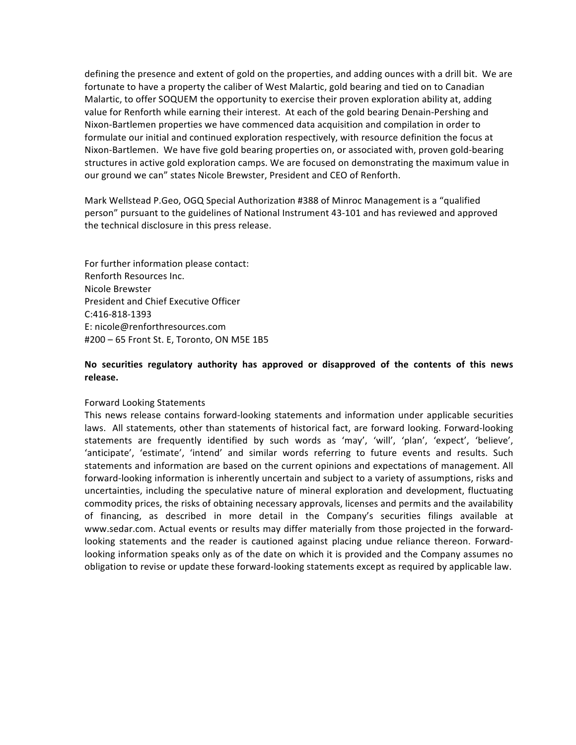defining the presence and extent of gold on the properties, and adding ounces with a drill bit. We are fortunate to have a property the caliber of West Malartic, gold bearing and tied on to Canadian Malartic, to offer SOQUEM the opportunity to exercise their proven exploration ability at, adding value for Renforth while earning their interest. At each of the gold bearing Denain-Pershing and Nixon-Bartlemen properties we have commenced data acquisition and compilation in order to formulate our initial and continued exploration respectively, with resource definition the focus at Nixon-Bartlemen. We have five gold bearing properties on, or associated with, proven gold-bearing structures in active gold exploration camps. We are focused on demonstrating the maximum value in our ground we can" states Nicole Brewster, President and CEO of Renforth.

Mark Wellstead P.Geo, OGQ Special Authorization #388 of Minroc Management is a "qualified person" pursuant to the guidelines of National Instrument 43-101 and has reviewed and approved the technical disclosure in this press release.

For further information please contact:
Renforth Resources Inc.
Nicole Brewster
President and Chief Executive Officer
C:416-818-1393
E: nicole@renforthresources.com
#200 – 65 Front St. E, Toronto, ON M5E 1B5

**No securities regulatory authority has approved or disapproved of the contents of this news release.**

Forward Looking Statements

This news release contains forward-looking statements and information under applicable securities laws. All statements, other than statements of historical fact, are forward looking. Forward-looking statements are frequently identified by such words as 'may', 'will', 'plan', 'expect', 'believe', 'anticipate', 'estimate', 'intend' and similar words referring to future events and results. Such statements and information are based on the current opinions and expectations of management. All forward-looking information is inherently uncertain and subject to a variety of assumptions, risks and uncertainties, including the speculative nature of mineral exploration and development, fluctuating commodity prices, the risks of obtaining necessary approvals, licenses and permits and the availability of financing, as described in more detail in the Company's securities filings available at www.sedar.com. Actual events or results may differ materially from those projected in the forward-looking statements and the reader is cautioned against placing undue reliance thereon. Forward-looking information speaks only as of the date on which it is provided and the Company assumes no obligation to revise or update these forward-looking statements except as required by applicable law.